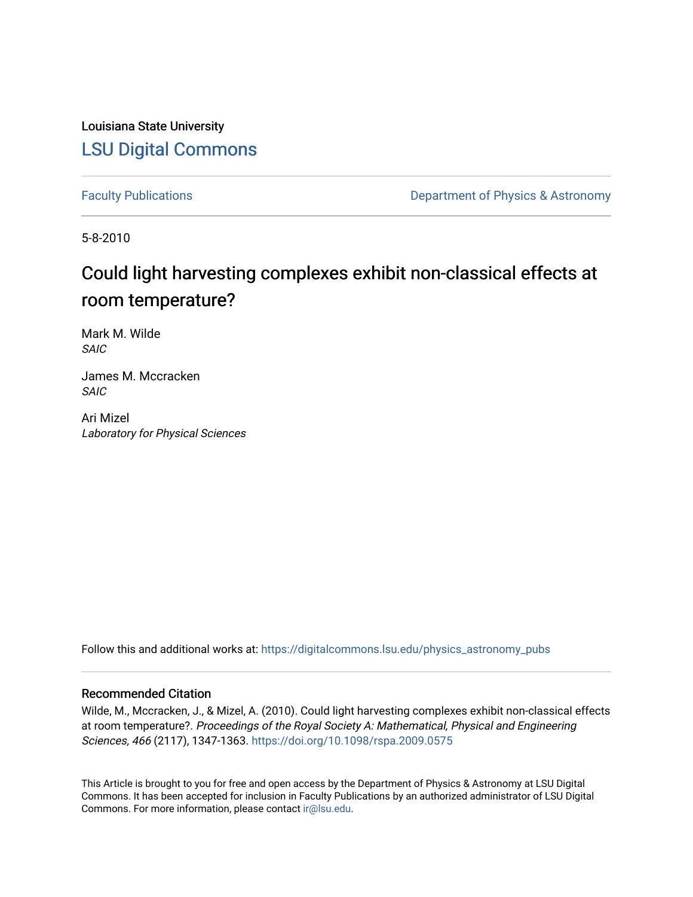Louisiana State University

# LSU Digital Commons

Faculty Publications | Department of Physics & Astronomy

5-8-2010

## Could light harvesting complexes exhibit non-classical effects at room temperature?

Mark M. Wilde
*SAIC*

James M. Mccracken
*SAIC*

Ari Mizel
*Laboratory for Physical Sciences*

Follow this and additional works at: https://digitalcommons.lsu.edu/physics_astronomy_pubs

### Recommended Citation

Wilde, M., Mccracken, J., & Mizel, A. (2010). Could light harvesting complexes exhibit non-classical effects at room temperature?. *Proceedings of the Royal Society A: Mathematical, Physical and Engineering Sciences, 466* (2117), 1347-1363. https://doi.org/10.1098/rspa.2009.0575

This Article is brought to you for free and open access by the Department of Physics & Astronomy at LSU Digital Commons. It has been accepted for inclusion in Faculty Publications by an authorized administrator of LSU Digital Commons. For more information, please contact ir@lsu.edu.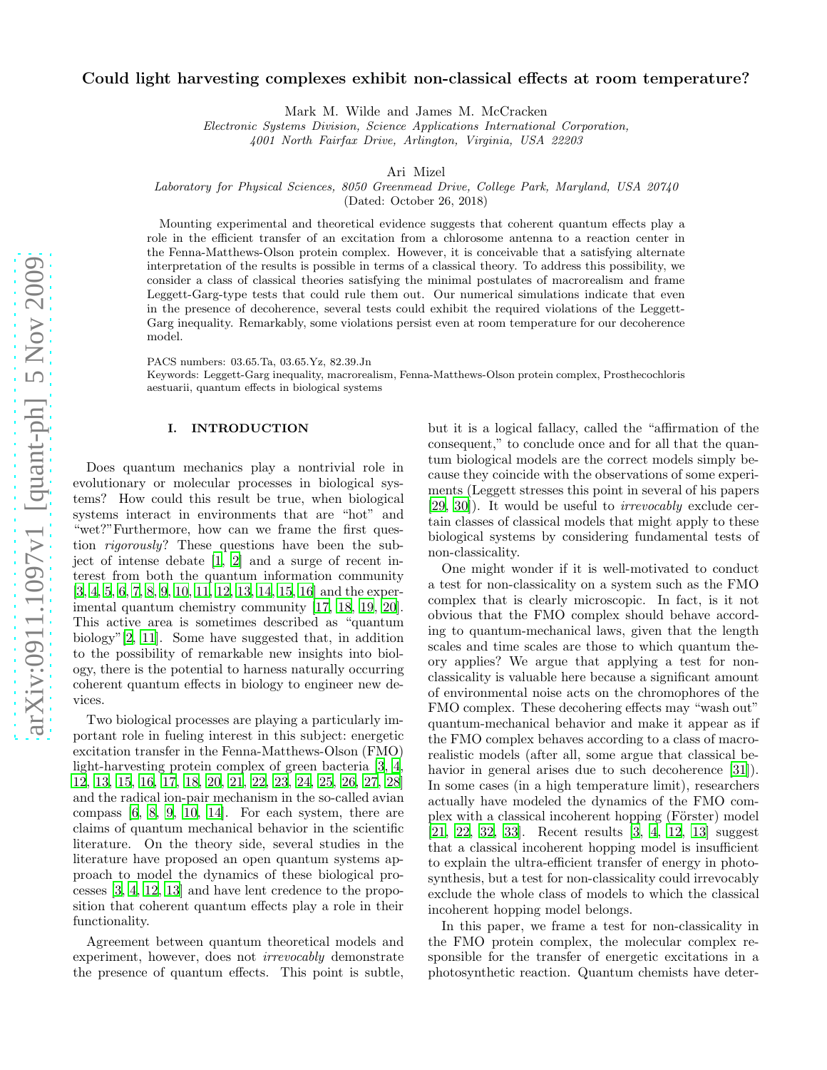# Could light harvesting complexes exhibit non-classical effects at room temperature?

Mark M. Wilde and James M. McCracken

*Electronic Systems Division, Science Applications International Corporation, 4001 North Fairfax Drive, Arlington, Virginia, USA 22203*

Ari Mizel

*Laboratory for Physical Sciences, 8050 Greenmead Drive, College Park, Maryland, USA 20740*

(Dated: October 26, 2018)

Mounting experimental and theoretical evidence suggests that coherent quantum effects play a role in the efficient transfer of an excitation from a chlorosome antenna to a reaction center in the Fenna-Matthews-Olson protein complex. However, it is conceivable that a satisfying alternate interpretation of the results is possible in terms of a classical theory. To address this possibility, we consider a class of classical theories satisfying the minimal postulates of macrorealism and frame Leggett-Garg-type tests that could rule them out. Our numerical simulations indicate that even in the presence of decoherence, several tests could exhibit the required violations of the Leggett-Garg inequality. Remarkably, some violations persist even at room temperature for our decoherence model.

PACS numbers: 03.65.Ta, 03.65.Yz, 82.39.Jn

Keywords: Leggett-Garg inequality, macrorealism, Fenna-Matthews-Olson protein complex, Prosthecochloris aestuarii, quantum effects in biological systems

## I. INTRODUCTION

Does quantum mechanics play a nontrivial role in evolutionary or molecular processes in biological systems? How could this result be true, when biological systems interact in environments that are "hot" and "wet?"Furthermore, how can we frame the first question *rigorously*? These questions have been the subject of intense debate [1, 2] and a surge of recent interest from both the quantum information community [3, 4, 5, 6, 7, 8, 9, 10, 11, 12, 13, 14, 15, 16] and the experimental quantum chemistry community [17, 18, 19, 20]. This active area is sometimes described as "quantum biology"[2, 11]. Some have suggested that, in addition to the possibility of remarkable new insights into biology, there is the potential to harness naturally occurring coherent quantum effects in biology to engineer new devices.

Two biological processes are playing a particularly important role in fueling interest in this subject: energetic excitation transfer in the Fenna-Matthews-Olson (FMO) light-harvesting protein complex of green bacteria [3, 4, 12, 13, 15, 16, 17, 18, 20, 21, 22, 23, 24, 25, 26, 27, 28] and the radical ion-pair mechanism in the so-called avian compass [6, 8, 9, 10, 14]. For each system, there are claims of quantum mechanical behavior in the scientific literature. On the theory side, several studies in the literature have proposed an open quantum systems approach to model the dynamics of these biological processes [3, 4, 12, 13] and have lent credence to the proposition that coherent quantum effects play a role in their functionality.

Agreement between quantum theoretical models and experiment, however, does not *irrevocably* demonstrate the presence of quantum effects. This point is subtle, but it is a logical fallacy, called the "affirmation of the consequent," to conclude once and for all that the quantum biological models are the correct models simply because they coincide with the observations of some experiments (Leggett stresses this point in several of his papers [29, 30]). It would be useful to *irrevocably* exclude certain classes of classical models that might apply to these biological systems by considering fundamental tests of non-classicality.

One might wonder if it is well-motivated to conduct a test for non-classicality on a system such as the FMO complex that is clearly microscopic. In fact, is it not obvious that the FMO complex should behave according to quantum-mechanical laws, given that the length scales and time scales are those to which quantum theory applies? We argue that applying a test for non-classicality is valuable here because a significant amount of environmental noise acts on the chromophores of the FMO complex. These decohering effects may "wash out" quantum-mechanical behavior and make it appear as if the FMO complex behaves according to a class of macrorealistic models (after all, some argue that classical behavior in general arises due to such decoherence [31]). In some cases (in a high temperature limit), researchers actually have modeled the dynamics of the FMO complex with a classical incoherent hopping (Förster) model [21, 22, 32, 33]. Recent results [3, 4, 12, 13] suggest that a classical incoherent hopping model is insufficient to explain the ultra-efficient transfer of energy in photosynthesis, but a test for non-classicality could irrevocably exclude the whole class of models to which the classical incoherent hopping model belongs.

In this paper, we frame a test for non-classicality in the FMO protein complex, the molecular complex responsible for the transfer of energetic excitations in a photosynthetic reaction. Quantum chemists have deter-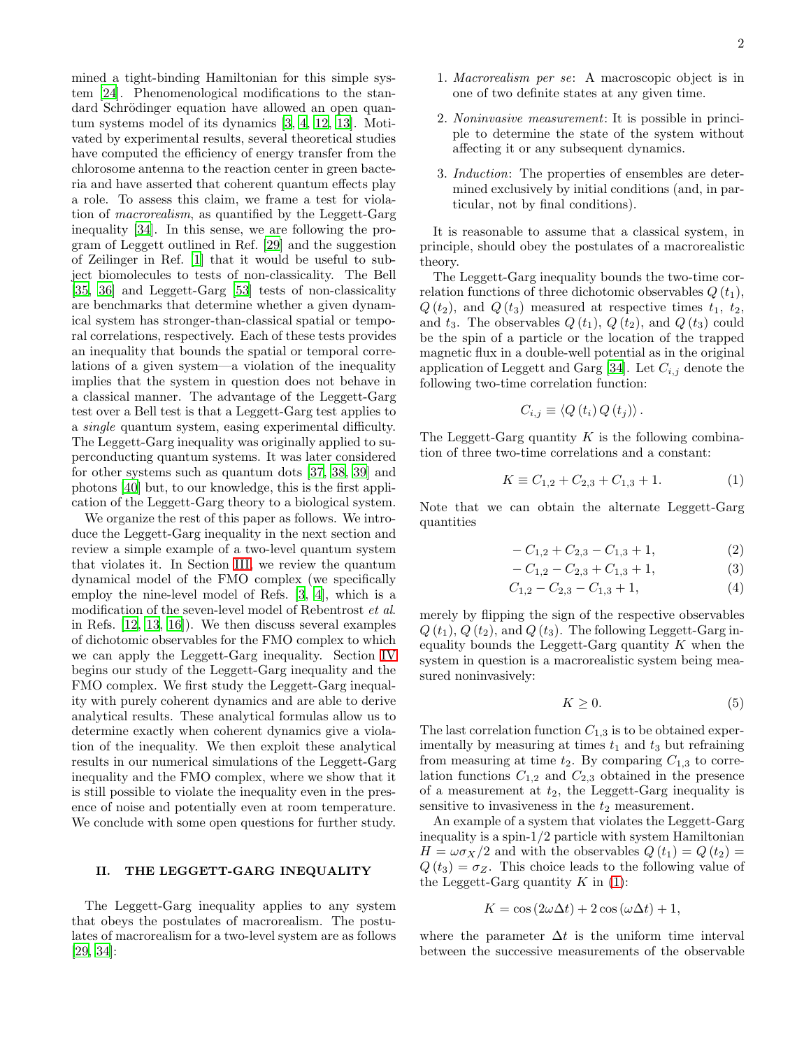mined a tight-binding Hamiltonian for this simple system [24]. Phenomenological modifications to the standard Schrödinger equation have allowed an open quantum systems model of its dynamics [3, 4, 12, 13]. Motivated by experimental results, several theoretical studies have computed the efficiency of energy transfer from the chlorosome antenna to the reaction center in green bacteria and have asserted that coherent quantum effects play a role. To assess this claim, we frame a test for violation of *macrorealism*, as quantified by the Leggett-Garg inequality [34]. In this sense, we are following the program of Leggett outlined in Ref. [29] and the suggestion of Zeilinger in Ref. [1] that it would be useful to subject biomolecules to tests of non-classicality. The Bell [35, 36] and Leggett-Garg [53] tests of non-classicality are benchmarks that determine whether a given dynamical system has stronger-than-classical spatial or temporal correlations, respectively. Each of these tests provides an inequality that bounds the spatial or temporal correlations of a given system—a violation of the inequality implies that the system in question does not behave in a classical manner. The advantage of the Leggett-Garg test over a Bell test is that a Leggett-Garg test applies to a *single* quantum system, easing experimental difficulty. The Leggett-Garg inequality was originally applied to superconducting quantum systems. It was later considered for other systems such as quantum dots [37, 38, 39] and photons [40] but, to our knowledge, this is the first application of the Leggett-Garg theory to a biological system.

We organize the rest of this paper as follows. We introduce the Leggett-Garg inequality in the next section and review a simple example of a two-level quantum system that violates it. In Section III, we review the quantum dynamical model of the FMO complex (we specifically employ the nine-level model of Refs. [3, 4], which is a modification of the seven-level model of Rebentrost *et al.* in Refs. [12, 13, 16]). We then discuss several examples of dichotomic observables for the FMO complex to which we can apply the Leggett-Garg inequality. Section IV begins our study of the Leggett-Garg inequality and the FMO complex. We first study the Leggett-Garg inequality with purely coherent dynamics and are able to derive analytical results. These analytical formulas allow us to determine exactly when coherent dynamics give a violation of the inequality. We then exploit these analytical results in our numerical simulations of the Leggett-Garg inequality and the FMO complex, where we show that it is still possible to violate the inequality even in the presence of noise and potentially even at room temperature. We conclude with some open questions for further study.

## II. THE LEGGETT-GARG INEQUALITY

The Leggett-Garg inequality applies to any system that obeys the postulates of macrorealism. The postulates of macrorealism for a two-level system are as follows [29, 34]:

1. *Macrorealism per se*: A macroscopic object is in one of two definite states at any given time.
2. *Noninvasive measurement*: It is possible in principle to determine the state of the system without affecting it or any subsequent dynamics.
3. *Induction*: The properties of ensembles are determined exclusively by initial conditions (and, in particular, not by final conditions).

It is reasonable to assume that a classical system, in principle, should obey the postulates of a macrorealistic theory.

The Leggett-Garg inequality bounds the two-time correlation functions of three dichotomic observables $Q(t_1)$, $Q(t_2)$, and $Q(t_3)$ measured at respective times $t_1$, $t_2$, and $t_3$. The observables $Q(t_1)$, $Q(t_2)$, and $Q(t_3)$ could be the spin of a particle or the location of the trapped magnetic flux in a double-well potential as in the original application of Leggett and Garg [34]. Let $C_{i,j}$ denote the following two-time correlation function:

$$C_{i,j} \equiv \langle Q(t_i) Q(t_j) \rangle .$$

The Leggett-Garg quantity $K$ is the following combination of three two-time correlations and a constant:

$$K \equiv C_{1,2} + C_{2,3} + C_{1,3} + 1. \tag{1}$$

Note that we can obtain the alternate Leggett-Garg quantities

$$-C_{1,2} + C_{2,3} - C_{1,3} + 1, \tag{2}$$

$$-C_{1,2} - C_{2,3} + C_{1,3} + 1, \tag{3}$$

$$C_{1,2} - C_{2,3} - C_{1,3} + 1, \tag{4}$$

merely by flipping the sign of the respective observables $Q(t_1)$, $Q(t_2)$, and $Q(t_3)$. The following Leggett-Garg inequality bounds the Leggett-Garg quantity $K$ when the system in question is a macrorealistic system being measured noninvasively:

$$K \geq 0. \tag{5}$$

The last correlation function $C_{1,3}$ is to be obtained experimentally by measuring at times $t_1$ and $t_3$ but refraining from measuring at time $t_2$. By comparing $C_{1,3}$ to correlation functions $C_{1,2}$ and $C_{2,3}$ obtained in the presence of a measurement at $t_2$, the Leggett-Garg inequality is sensitive to invasiveness in the $t_2$ measurement.

An example of a system that violates the Leggett-Garg inequality is a spin-1/2 particle with system Hamiltonian $H = \omega\sigma_X/2$ and with the observables $Q(t_1) = Q(t_2) = Q(t_3) = \sigma_Z$. This choice leads to the following value of the Leggett-Garg quantity $K$ in (1):

$$K = \cos(2\omega\Delta t) + 2\cos(\omega\Delta t) + 1,$$

where the parameter $\Delta t$ is the uniform time interval between the successive measurements of the observable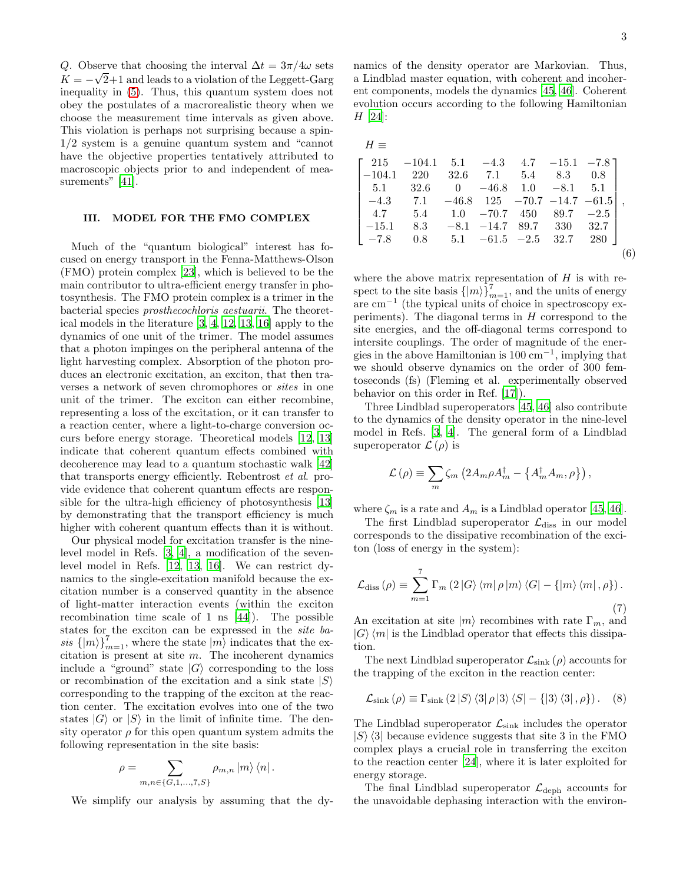$Q$. Observe that choosing the interval $\Delta t = 3\pi/4\omega$ sets $K = -\sqrt{2}+1$ and leads to a violation of the Leggett-Garg inequality in (5). Thus, this quantum system does not obey the postulates of a macrorealistic theory when we choose the measurement time intervals as given above. This violation is perhaps not surprising because a spin-1/2 system is a genuine quantum system and "cannot have the objective properties tentatively attributed to macroscopic objects prior to and independent of measurements" [41].

## III. MODEL FOR THE FMO COMPLEX

Much of the "quantum biological" interest has focused on energy transport in the Fenna-Matthews-Olson (FMO) protein complex [23], which is believed to be the main contributor to ultra-efficient energy transfer in photosynthesis. The FMO protein complex is a trimer in the bacterial species *prosthecochloris aestuarii*. The theoretical models in the literature [3, 4, 12, 13, 16] apply to the dynamics of one unit of the trimer. The model assumes that a photon impinges on the peripheral antenna of the light harvesting complex. Absorption of the photon produces an electronic excitation, an exciton, that then traverses a network of seven chromophores or *sites* in one unit of the trimer. The exciton can either recombine, representing a loss of the excitation, or it can transfer to a reaction center, where a light-to-charge conversion occurs before energy storage. Theoretical models [12, 13] indicate that coherent quantum effects combined with decoherence may lead to a quantum stochastic walk [42] that transports energy efficiently. Rebentrost *et al.* provide evidence that coherent quantum effects are responsible for the ultra-high efficiency of photosynthesis [13] by demonstrating that the transport efficiency is much higher with coherent quantum effects than it is without.

Our physical model for excitation transfer is the nine-level model in Refs. [3, 4], a modification of the seven-level model in Refs. [12, 13, 16]. We can restrict dynamics to the single-excitation manifold because the excitation number is a conserved quantity in the absence of light-matter interaction events (within the exciton recombination time scale of 1 ns [44]). The possible states for the exciton can be expressed in the *site basis* $\{|m\rangle\}_{m=1}^{7}$, where the state $|m\rangle$ indicates that the excitation is present at site $m$. The incoherent dynamics include a "ground" state $|G\rangle$ corresponding to the loss or recombination of the excitation and a sink state $|S\rangle$ corresponding to the trapping of the exciton at the reaction center. The excitation evolves into one of the two states $|G\rangle$ or $|S\rangle$ in the limit of infinite time. The density operator $\rho$ for this open quantum system admits the following representation in the site basis:

$$\rho = \sum_{m,n\in\{G,1,\ldots,7,S\}} \rho_{m,n} |m\rangle\langle n| .$$

We simplify our analysis by assuming that the dynamics of the density operator are Markovian. Thus, a Lindblad master equation, with coherent and incoherent components, models the dynamics [45, 46]. Coherent evolution occurs according to the following Hamiltonian $H$ [24]:

$$H \equiv \begin{bmatrix} 215 & -104.1 & 5.1 & -4.3 & 4.7 & -15.1 & -7.8 \\ -104.1 & 220 & 32.6 & 7.1 & 5.4 & 8.3 & 0.8 \\ 5.1 & 32.6 & 0 & -46.8 & 1.0 & -8.1 & 5.1 \\ -4.3 & 7.1 & -46.8 & 125 & -70.7 & -14.7 & -61.5 \\ 4.7 & 5.4 & 1.0 & -70.7 & 450 & 89.7 & -2.5 \\ -15.1 & 8.3 & -8.1 & -14.7 & 89.7 & 330 & 32.7 \\ -7.8 & 0.8 & 5.1 & -61.5 & -2.5 & 32.7 & 280 \end{bmatrix}, \tag{6}$$

where the above matrix representation of $H$ is with respect to the site basis $\{|m\rangle\}_{m=1}^{7}$, and the units of energy are $\text{cm}^{-1}$ (the typical units of choice in spectroscopy experiments). The diagonal terms in $H$ correspond to the site energies, and the off-diagonal terms correspond to intersite couplings. The order of magnitude of the energies in the above Hamiltonian is $100\,\text{cm}^{-1}$, implying that we should observe dynamics on the order of 300 femtoseconds (fs) (Fleming et al. experimentally observed behavior on this order in Ref. [17]).

Three Lindblad superoperators [45, 46] also contribute to the dynamics of the density operator in the nine-level model in Refs. [3, 4]. The general form of a Lindblad superoperator $\mathcal{L}(\rho)$ is

$$\mathcal{L}(\rho) \equiv \sum_m \zeta_m \left(2A_m\rho A_m^\dagger - \left\{A_m^\dagger A_m, \rho\right\}\right),$$

where $\zeta_m$ is a rate and $A_m$ is a Lindblad operator [45, 46].

The first Lindblad superoperator $\mathcal{L}_{\text{diss}}$ in our model corresponds to the dissipative recombination of the exciton (loss of energy in the system):

$$\mathcal{L}_{\text{diss}}(\rho) \equiv \sum_{m=1}^{7} \Gamma_m \left(2\,|G\rangle\langle m|\,\rho\,|m\rangle\langle G| - \{|m\rangle\langle m|, \rho\}\right). \tag{7}$$

An excitation at site $|m\rangle$ recombines with rate $\Gamma_m$, and $|G\rangle\langle m|$ is the Lindblad operator that effects this dissipation.

The next Lindblad superoperator $\mathcal{L}_{\text{sink}}(\rho)$ accounts for the trapping of the exciton in the reaction center:

$$\mathcal{L}_{\text{sink}}(\rho) \equiv \Gamma_{\text{sink}} \left(2\,|S\rangle\langle 3|\,\rho\,|3\rangle\langle S| - \{|3\rangle\langle 3|, \rho\}\right). \tag{8}$$

The Lindblad superoperator $\mathcal{L}_{\text{sink}}$ includes the operator $|S\rangle\langle 3|$ because evidence suggests that site 3 in the FMO complex plays a crucial role in transferring the exciton to the reaction center [24], where it is later exploited for energy storage.

The final Lindblad superoperator $\mathcal{L}_{\text{deph}}$ accounts for the unavoidable dephasing interaction with the environ-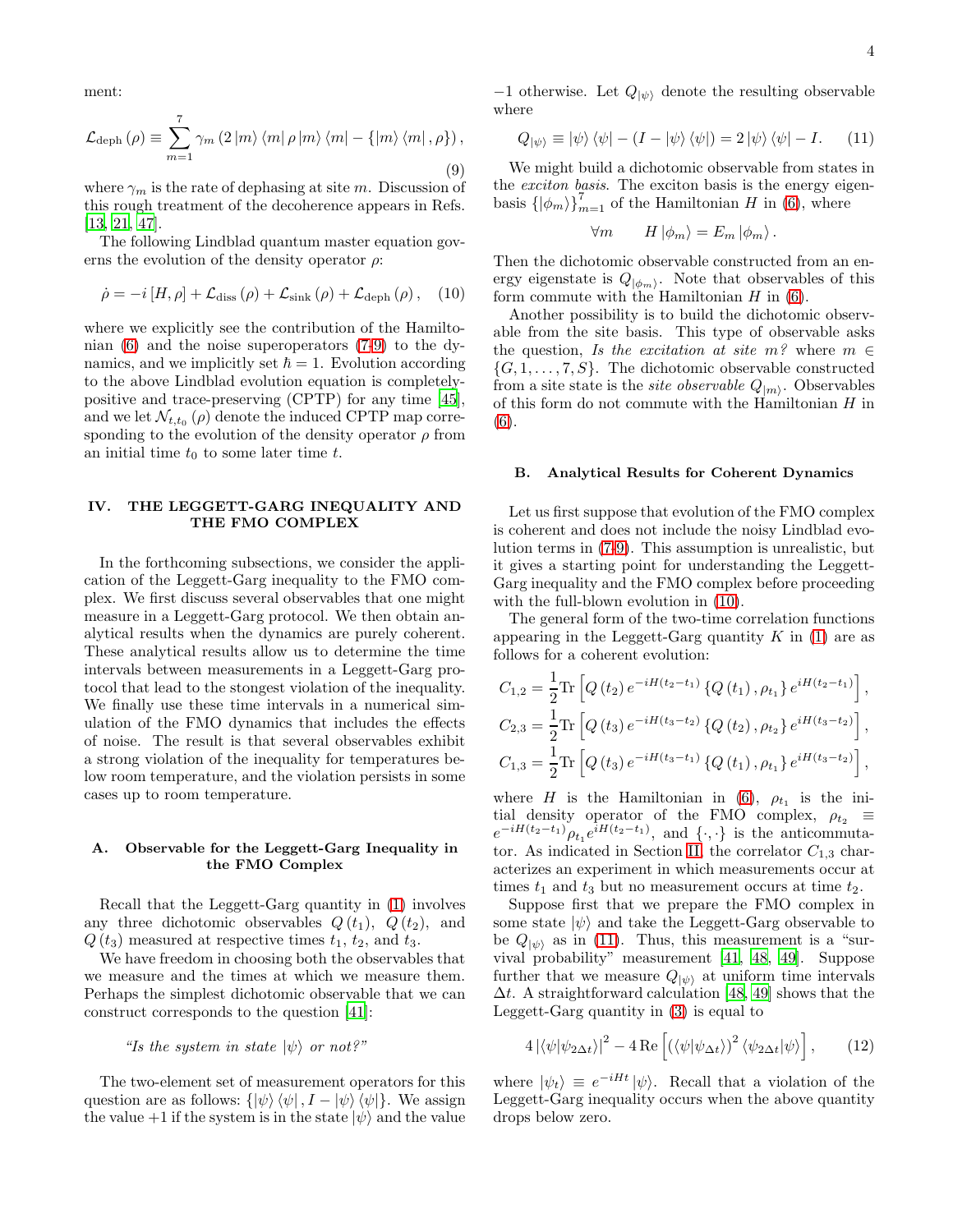ment:

$$\mathcal{L}_{\text{deph}}(\rho) \equiv \sum_{m=1}^{7} \gamma_m \left(2\left|m\right\rangle\left\langle m\right|\rho\left|m\right\rangle\left\langle m\right| - \left\{\left|m\right\rangle\left\langle m\right|, \rho\right\}\right), \tag{9}$$

where $\gamma_m$ is the rate of dephasing at site $m$. Discussion of this rough treatment of the decoherence appears in Refs. [13, 21, 47].

The following Lindblad quantum master equation governs the evolution of the density operator $\rho$:

$$\dot{\rho} = -i\left[H, \rho\right] + \mathcal{L}_{\text{diss}}(\rho) + \mathcal{L}_{\text{sink}}(\rho) + \mathcal{L}_{\text{deph}}(\rho), \tag{10}$$

where we explicitly see the contribution of the Hamiltonian (6) and the noise superoperators (7-9) to the dynamics, and we implicitly set $\hbar = 1$. Evolution according to the above Lindblad evolution equation is completely-positive and trace-preserving (CPTP) for any time [45], and we let $\mathcal{N}_{t,t_0}(\rho)$ denote the induced CPTP map corresponding to the evolution of the density operator $\rho$ from an initial time $t_0$ to some later time $t$.

## IV. THE LEGGETT-GARG INEQUALITY AND THE FMO COMPLEX

In the forthcoming subsections, we consider the application of the Leggett-Garg inequality to the FMO complex. We first discuss several observables that one might measure in a Leggett-Garg protocol. We then obtain analytical results when the dynamics are purely coherent. These analytical results allow us to determine the time intervals between measurements in a Leggett-Garg protocol that lead to the stongest violation of the inequality. We finally use these time intervals in a numerical simulation of the FMO dynamics that includes the effects of noise. The result is that several observables exhibit a strong violation of the inequality for temperatures below room temperature, and the violation persists in some cases up to room temperature.

### A. Observable for the Leggett-Garg Inequality in the FMO Complex

Recall that the Leggett-Garg quantity in (1) involves any three dichotomic observables $Q(t_1)$, $Q(t_2)$, and $Q(t_3)$ measured at respective times $t_1$, $t_2$, and $t_3$.

We have freedom in choosing both the observables that we measure and the times at which we measure them. Perhaps the simplest dichotomic observable that we can construct corresponds to the question [41]:

*"Is the system in state $|\psi\rangle$ or not?"*

The two-element set of measurement operators for this question are as follows: $\{|\psi\rangle\langle\psi|, I - |\psi\rangle\langle\psi|\}$. We assign the value $+1$ if the system is in the state $|\psi\rangle$ and the value $-1$ otherwise. Let $Q_{|\psi\rangle}$ denote the resulting observable where

$$Q_{|\psi\rangle} \equiv |\psi\rangle\langle\psi| - (I - |\psi\rangle\langle\psi|) = 2|\psi\rangle\langle\psi| - I. \tag{11}$$

We might build a dichotomic observable from states in the *exciton basis*. The exciton basis is the energy eigenbasis $\{|\phi_m\rangle\}_{m=1}^{7}$ of the Hamiltonian $H$ in (6), where

$$\forall m \qquad H|\phi_m\rangle = E_m|\phi_m\rangle.$$

Then the dichotomic observable constructed from an energy eigenstate is $Q_{|\phi_m\rangle}$. Note that observables of this form commute with the Hamiltonian $H$ in (6).

Another possibility is to build the dichotomic observable from the site basis. This type of observable asks the question, *Is the excitation at site $m$?* where $m \in \{G, 1, \ldots, 7, S\}$. The dichotomic observable constructed from a site state is the *site observable* $Q_{|m\rangle}$. Observables of this form do not commute with the Hamiltonian $H$ in (6).

### B. Analytical Results for Coherent Dynamics

Let us first suppose that evolution of the FMO complex is coherent and does not include the noisy Lindblad evolution terms in (7-9). This assumption is unrealistic, but it gives a starting point for understanding the Leggett-Garg inequality and the FMO complex before proceeding with the full-blown evolution in (10).

The general form of the two-time correlation functions appearing in the Leggett-Garg quantity $K$ in (1) are as follows for a coherent evolution:

$$C_{1,2} = \frac{1}{2}\text{Tr}\left[Q(t_2)\, e^{-iH(t_2-t_1)}\left\{Q(t_1), \rho_{t_1}\right\}e^{iH(t_2-t_1)}\right],$$

$$C_{2,3} = \frac{1}{2}\text{Tr}\left[Q(t_3)\, e^{-iH(t_3-t_2)}\left\{Q(t_2), \rho_{t_2}\right\}e^{iH(t_3-t_2)}\right],$$

$$C_{1,3} = \frac{1}{2}\text{Tr}\left[Q(t_3)\, e^{-iH(t_3-t_1)}\left\{Q(t_1), \rho_{t_1}\right\}e^{iH(t_3-t_2)}\right],$$

where $H$ is the Hamiltonian in (6), $\rho_{t_1}$ is the initial density operator of the FMO complex, $\rho_{t_2} \equiv e^{-iH(t_2-t_1)}\rho_{t_1}e^{iH(t_2-t_1)}$, and $\{\cdot,\cdot\}$ is the anticommutator. As indicated in Section II, the correlator $C_{1,3}$ characterizes an experiment in which measurements occur at times $t_1$ and $t_3$ but no measurement occurs at time $t_2$.

Suppose first that we prepare the FMO complex in some state $|\psi\rangle$ and take the Leggett-Garg observable to be $Q_{|\psi\rangle}$ as in (11). Thus, this measurement is a "survival probability" measurement [41, 48, 49]. Suppose further that we measure $Q_{|\psi\rangle}$ at uniform time intervals $\Delta t$. A straightforward calculation [48, 49] shows that the Leggett-Garg quantity in (3) is equal to

$$4\left|\langle\psi|\psi_{2\Delta t}\rangle\right|^2 - 4\,\text{Re}\left[\left(\langle\psi|\psi_{\Delta t}\rangle\right)^2\langle\psi_{2\Delta t}|\psi\rangle\right], \tag{12}$$

where $|\psi_t\rangle \equiv e^{-iHt}|\psi\rangle$. Recall that a violation of the Leggett-Garg inequality occurs when the above quantity drops below zero.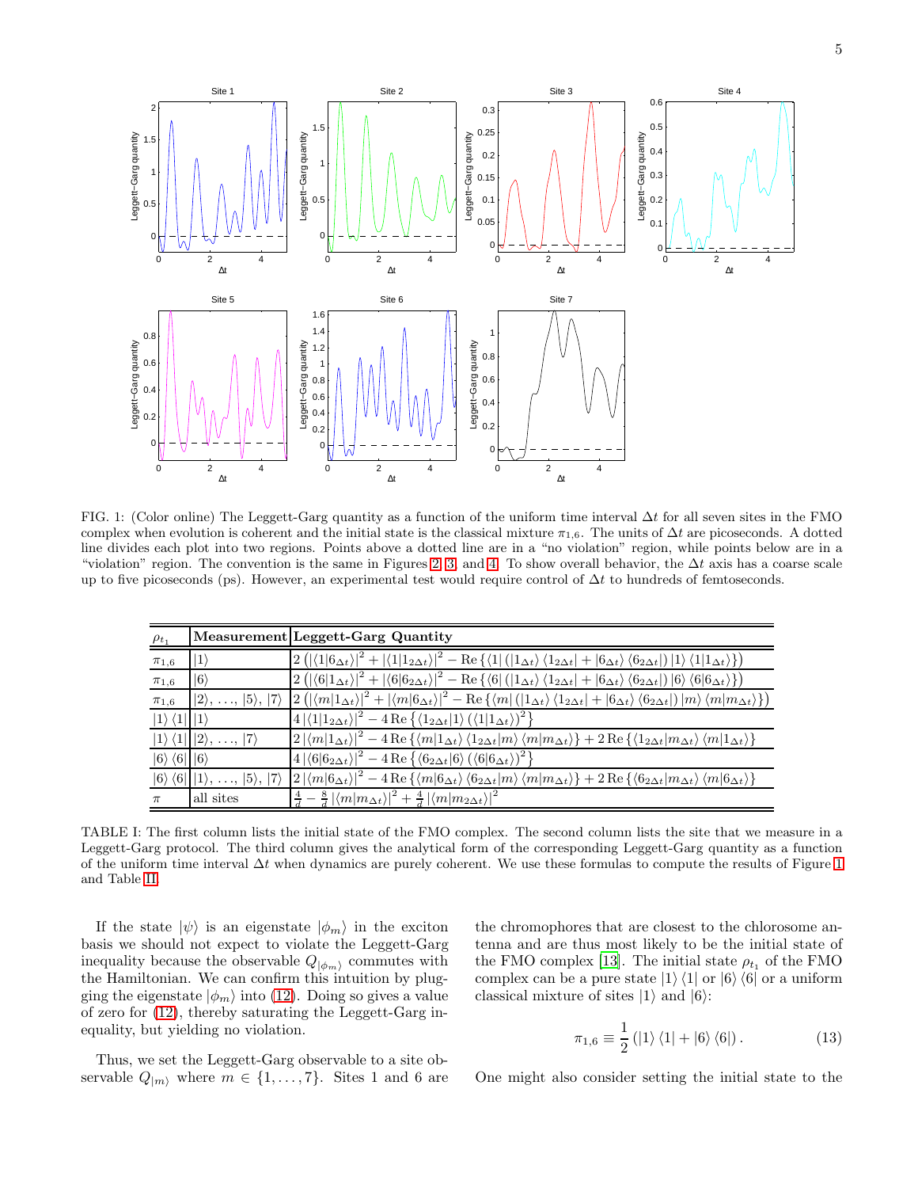FIG. 1: (Color online) The Leggett-Garg quantity as a function of the uniform time interval $\Delta t$ for all seven sites in the FMO complex when evolution is coherent and the initial state is the classical mixture $\pi_{1,6}$. The units of $\Delta t$ are picoseconds. A dotted line divides each plot into two regions. Points above a dotted line are in a "no violation" region, while points below are in a "violation" region. The convention is the same in Figures 2, 3, and 4. To show overall behavior, the $\Delta t$ axis has a coarse scale up to five picoseconds (ps). However, an experimental test would require control of $\Delta t$ to hundreds of femtoseconds.

| $\rho_{t_1}$ | Measurement | Leggett-Garg Quantity |
|---|---|---|
| $\pi_{1,6}$ | $\|1\rangle$ | $2\left(\left\|\langle 1\|6_{\Delta t}\rangle\right\|^2 + \left\|\langle 1\|1_{2\Delta t}\rangle\right\|^2 - \text{Re}\left\{\langle 1\|\left(\|1_{\Delta t}\rangle\langle 1_{2\Delta t}\| + \|6_{\Delta t}\rangle\langle 6_{2\Delta t}\|\right)\|1\rangle\langle 1\|1_{\Delta t}\rangle\right\}\right)$ |
| $\pi_{1,6}$ | $\|6\rangle$ | $2\left(\left\|\langle 6\|1_{\Delta t}\rangle\right\|^2 + \left\|\langle 6\|6_{2\Delta t}\rangle\right\|^2 - \text{Re}\left\{\langle 6\|\left(\|1_{\Delta t}\rangle\langle 1_{2\Delta t}\| + \|6_{\Delta t}\rangle\langle 6_{2\Delta t}\|\right)\|6\rangle\langle 6\|6_{\Delta t}\rangle\right\}\right)$ |
| $\pi_{1,6}$ | $\|2\rangle, \ldots, \|5\rangle, \|7\rangle$ | $2\left(\left\|\langle m\|1_{\Delta t}\rangle\right\|^2 + \left\|\langle m\|6_{\Delta t}\rangle\right\|^2 - \text{Re}\left\{\langle m\|\left(\|1_{\Delta t}\rangle\langle 1_{2\Delta t}\| + \|6_{\Delta t}\rangle\langle 6_{2\Delta t}\|\right)\|m\rangle\langle m\|m_{\Delta t}\rangle\right\}\right)$ |
| $\|1\rangle\langle 1\|$ | $\|1\rangle$ | $4\left\|\langle 1\|1_{2\Delta t}\rangle\right\|^2 - 4\,\text{Re}\left\{\langle 1_{2\Delta t}\|1\rangle\left(\langle 1\|1_{\Delta t}\rangle\right)^2\right\}$ |
| $\|1\rangle\langle 1\|$ | $\|2\rangle, \ldots, \|7\rangle$ | $2\left\|\langle m\|1_{\Delta t}\rangle\right\|^2 - 4\,\text{Re}\left\{\langle m\|1_{\Delta t}\rangle\langle 1_{2\Delta t}\|m\rangle\langle m\|m_{\Delta t}\rangle\right\} + 2\,\text{Re}\left\{\langle 1_{2\Delta t}\|m_{\Delta t}\rangle\langle m\|1_{\Delta t}\rangle\right\}$ |
| $\|6\rangle\langle 6\|$ | $\|6\rangle$ | $4\left\|\langle 6\|6_{2\Delta t}\rangle\right\|^2 - 4\,\text{Re}\left\{\langle 6_{2\Delta t}\|6\rangle\left(\langle 6\|6_{\Delta t}\rangle\right)^2\right\}$ |
| $\|6\rangle\langle 6\|$ | $\|1\rangle, \ldots, \|5\rangle, \|7\rangle$ | $2\left\|\langle m\|6_{\Delta t}\rangle\right\|^2 - 4\,\text{Re}\left\{\langle m\|6_{\Delta t}\rangle\langle 6_{2\Delta t}\|m\rangle\langle m\|m_{\Delta t}\rangle\right\} + 2\,\text{Re}\left\{\langle 6_{2\Delta t}\|m_{\Delta t}\rangle\langle m\|6_{\Delta t}\rangle\right\}$ |
| $\pi$ | all sites | $\frac{4}{d} - \frac{8}{d}\left\|\langle m\|m_{\Delta t}\rangle\right\|^2 + \frac{4}{d}\left\|\langle m\|m_{2\Delta t}\rangle\right\|^2$ |

TABLE I: The first column lists the initial state of the FMO complex. The second column lists the site that we measure in a Leggett-Garg protocol. The third column gives the analytical form of the corresponding Leggett-Garg quantity as a function of the uniform time interval $\Delta t$ when dynamics are purely coherent. We use these formulas to compute the results of Figure 1 and Table II.

If the state $|\psi\rangle$ is an eigenstate $|\phi_m\rangle$ in the exciton basis we should not expect to violate the Leggett-Garg inequality because the observable $Q_{|\phi_m\rangle}$ commutes with the Hamiltonian. We can confirm this intuition by plugging the eigenstate $|\phi_m\rangle$ into (12). Doing so gives a value of zero for (12), thereby saturating the Leggett-Garg inequality, but yielding no violation.

Thus, we set the Leggett-Garg observable to a site observable $Q_{|m\rangle}$ where $m \in \{1, \ldots, 7\}$. Sites 1 and 6 are the chromophores that are closest to the chlorosome antenna and are thus most likely to be the initial state of the FMO complex [13]. The initial state $\rho_{t_1}$ of the FMO complex can be a pure state $|1\rangle\langle 1|$ or $|6\rangle\langle 6|$ or a uniform classical mixture of sites $|1\rangle$ and $|6\rangle$:

$$\pi_{1,6} \equiv \frac{1}{2}\left(|1\rangle\langle 1| + |6\rangle\langle 6|\right). \tag{13}$$

One might also consider setting the initial state to the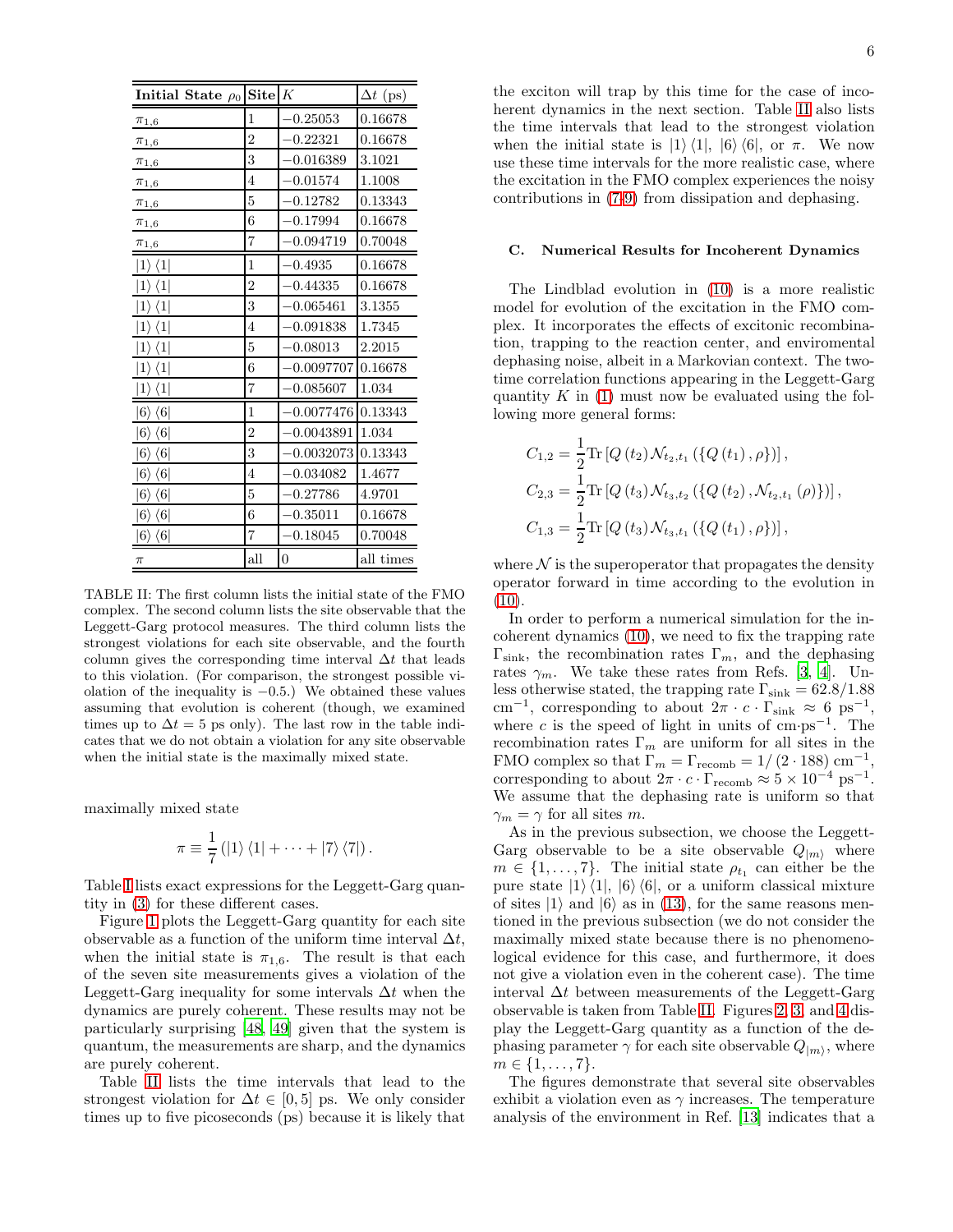| Initial State $\rho_0$ | Site | $K$ | $\Delta t$ (ps) |
|---|---|---|---|
| $\pi_{1,6}$ | 1 | $-0.25053$ | 0.16678 |
| $\pi_{1,6}$ | 2 | $-0.22321$ | 0.16678 |
| $\pi_{1,6}$ | 3 | $-0.016389$ | 3.1021 |
| $\pi_{1,6}$ | 4 | $-0.01574$ | 1.1008 |
| $\pi_{1,6}$ | 5 | $-0.12782$ | 0.13343 |
| $\pi_{1,6}$ | 6 | $-0.17994$ | 0.16678 |
| $\pi_{1,6}$ | 7 | $-0.094719$ | 0.70048 |
| $\vert 1\rangle\langle 1\vert$ | 1 | $-0.4935$ | 0.16678 |
| $\vert 1\rangle\langle 1\vert$ | 2 | $-0.44335$ | 0.16678 |
| $\vert 1\rangle\langle 1\vert$ | 3 | $-0.065461$ | 3.1355 |
| $\vert 1\rangle\langle 1\vert$ | 4 | $-0.091838$ | 1.7345 |
| $\vert 1\rangle\langle 1\vert$ | 5 | $-0.08013$ | 2.2015 |
| $\vert 1\rangle\langle 1\vert$ | 6 | $-0.0097707$ | 0.16678 |
| $\vert 1\rangle\langle 1\vert$ | 7 | $-0.085607$ | 1.034 |
| $\vert 6\rangle\langle 6\vert$ | 1 | $-0.0077476$ | 0.13343 |
| $\vert 6\rangle\langle 6\vert$ | 2 | $-0.0043891$ | 1.034 |
| $\vert 6\rangle\langle 6\vert$ | 3 | $-0.0032073$ | 0.13343 |
| $\vert 6\rangle\langle 6\vert$ | 4 | $-0.034082$ | 1.4677 |
| $\vert 6\rangle\langle 6\vert$ | 5 | $-0.27786$ | 4.9701 |
| $\vert 6\rangle\langle 6\vert$ | 6 | $-0.35011$ | 0.16678 |
| $\vert 6\rangle\langle 6\vert$ | 7 | $-0.18045$ | 0.70048 |
| $\pi$ | all | 0 | all times |

TABLE II: The first column lists the initial state of the FMO complex. The second column lists the site observable that the Leggett-Garg protocol measures. The third column lists the strongest violations for each site observable, and the fourth column gives the corresponding time interval $\Delta t$ that leads to this violation. (For comparison, the strongest possible violation of the inequality is $-0.5$.) We obtained these values assuming that evolution is coherent (though, we examined times up to $\Delta t = 5$ ps only). The last row in the table indicates that we do not obtain a violation for any site observable when the initial state is the maximally mixed state.

maximally mixed state

$$\pi \equiv \frac{1}{7}\left(|1\rangle\langle 1| + \cdots + |7\rangle\langle 7|\right).$$

Table I lists exact expressions for the Leggett-Garg quantity in (3) for these different cases.

Figure 1 plots the Leggett-Garg quantity for each site observable as a function of the uniform time interval $\Delta t$, when the initial state is $\pi_{1,6}$. The result is that each of the seven site measurements gives a violation of the Leggett-Garg inequality for some intervals $\Delta t$ when the dynamics are purely coherent. These results may not be particularly surprising [48, 49] given that the system is quantum, the measurements are sharp, and the dynamics are purely coherent.

Table II lists the time intervals that lead to the strongest violation for $\Delta t \in [0, 5]$ ps. We only consider times up to five picoseconds (ps) because it is likely that the exciton will trap by this time for the case of incoherent dynamics in the next section. Table II also lists the time intervals that lead to the strongest violation when the initial state is $|1\rangle\langle 1|$, $|6\rangle\langle 6|$, or $\pi$. We now use these time intervals for the more realistic case, where the excitation in the FMO complex experiences the noisy contributions in (7-9) from dissipation and dephasing.

### C. Numerical Results for Incoherent Dynamics

The Lindblad evolution in (10) is a more realistic model for evolution of the excitation in the FMO complex. It incorporates the effects of excitonic recombination, trapping to the reaction center, and enviromental dephasing noise, albeit in a Markovian context. The two-time correlation functions appearing in the Leggett-Garg quantity $K$ in (1) must now be evaluated using the following more general forms:

$$C_{1,2} = \frac{1}{2}\mathrm{Tr}\left[Q\left(t_2\right)\mathcal{N}_{t_2,t_1}\left(\left\{Q\left(t_1\right),\rho\right\}\right)\right],$$
$$C_{2,3} = \frac{1}{2}\mathrm{Tr}\left[Q\left(t_3\right)\mathcal{N}_{t_3,t_2}\left(\left\{Q\left(t_2\right),\mathcal{N}_{t_2,t_1}\left(\rho\right)\right\}\right)\right],$$
$$C_{1,3} = \frac{1}{2}\mathrm{Tr}\left[Q\left(t_3\right)\mathcal{N}_{t_3,t_1}\left(\left\{Q\left(t_1\right),\rho\right\}\right)\right],$$

where $\mathcal{N}$ is the superoperator that propagates the density operator forward in time according to the evolution in (10).

In order to perform a numerical simulation for the incoherent dynamics (10), we need to fix the trapping rate $\Gamma_{\text{sink}}$, the recombination rates $\Gamma_m$, and the dephasing rates $\gamma_m$. We take these rates from Refs. [3, 4]. Unless otherwise stated, the trapping rate $\Gamma_{\text{sink}} = 62.8/1.88$ cm$^{-1}$, corresponding to about $2\pi \cdot c \cdot \Gamma_{\text{sink}} \approx 6$ ps$^{-1}$, where $c$ is the speed of light in units of cm$\cdot$ps$^{-1}$. The recombination rates $\Gamma_m$ are uniform for all sites in the FMO complex so that $\Gamma_m = \Gamma_{\text{recomb}} = 1/\left(2 \cdot 188\right)$ cm$^{-1}$, corresponding to about $2\pi \cdot c \cdot \Gamma_{\text{recomb}} \approx 5 \times 10^{-4}$ ps$^{-1}$. We assume that the dephasing rate is uniform so that $\gamma_m = \gamma$ for all sites $m$.

As in the previous subsection, we choose the Leggett-Garg observable to be a site observable $Q_{|m\rangle}$ where $m \in \{1, \ldots, 7\}$. The initial state $\rho_{t_1}$ can either be the pure state $|1\rangle\langle 1|$, $|6\rangle\langle 6|$, or a uniform classical mixture of sites $|1\rangle$ and $|6\rangle$ as in (13), for the same reasons mentioned in the previous subsection (we do not consider the maximally mixed state because there is no phenomenological evidence for this case, and furthermore, it does not give a violation even in the coherent case). The time interval $\Delta t$ between measurements of the Leggett-Garg observable is taken from Table II. Figures 2, 3, and 4 display the Leggett-Garg quantity as a function of the dephasing parameter $\gamma$ for each site observable $Q_{|m\rangle}$, where $m \in \{1, \ldots, 7\}$.

The figures demonstrate that several site observables exhibit a violation even as $\gamma$ increases. The temperature analysis of the environment in Ref. [13] indicates that a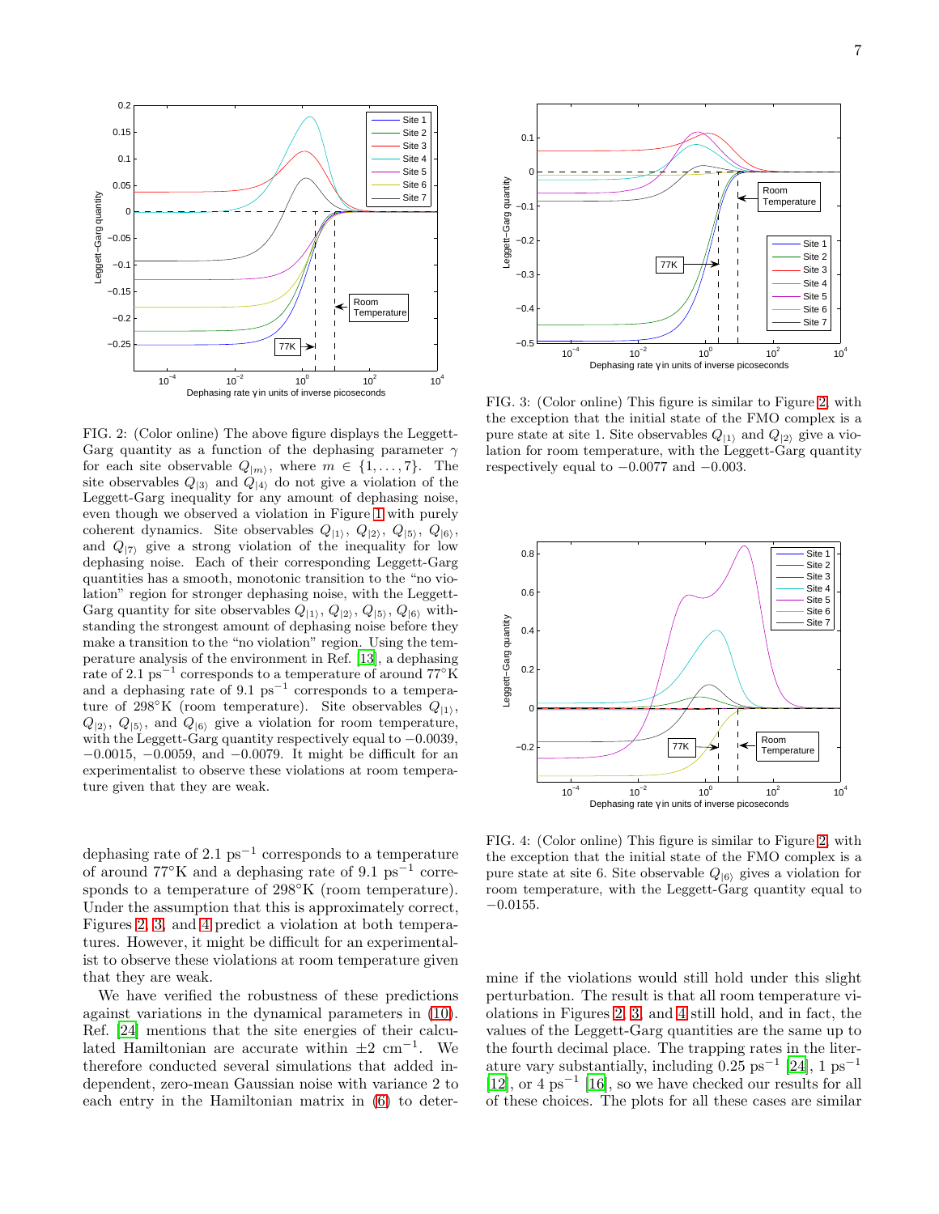FIG. 2: (Color online) The above figure displays the Leggett-Garg quantity as a function of the dephasing parameter $\gamma$ for each site observable $Q_{|m\rangle}$, where $m \in \{1, \ldots, 7\}$. The site observables $Q_{|3\rangle}$ and $Q_{|4\rangle}$ do not give a violation of the Leggett-Garg inequality for any amount of dephasing noise, even though we observed a violation in Figure 1 with purely coherent dynamics. Site observables $Q_{|1\rangle}$, $Q_{|2\rangle}$, $Q_{|5\rangle}$, $Q_{|6\rangle}$, and $Q_{|7\rangle}$ give a strong violation of the inequality for low dephasing noise. Each of their corresponding Leggett-Garg quantities has a smooth, monotonic transition to the "no violation" region for stronger dephasing noise, with the Leggett-Garg quantity for site observables $Q_{|1\rangle}$, $Q_{|2\rangle}$, $Q_{|5\rangle}$, $Q_{|6\rangle}$ withstanding the strongest amount of dephasing noise before they make a transition to the "no violation" region. Using the temperature analysis of the environment in Ref. [13], a dephasing rate of 2.1 ps$^{-1}$ corresponds to a temperature of around 77°K and a dephasing rate of 9.1 ps$^{-1}$ corresponds to a temperature of 298°K (room temperature). Site observables $Q_{|1\rangle}$, $Q_{|2\rangle}$, $Q_{|5\rangle}$, and $Q_{|6\rangle}$ give a violation for room temperature, with the Leggett-Garg quantity respectively equal to $-0.0039$, $-0.0015$, $-0.0059$, and $-0.0079$. It might be difficult for an experimentalist to observe these violations at room temperature given that they are weak.

FIG. 3: (Color online) This figure is similar to Figure 2, with the exception that the initial state of the FMO complex is a pure state at site 1. Site observables $Q_{|1\rangle}$ and $Q_{|2\rangle}$ give a violation for room temperature, with the Leggett-Garg quantity respectively equal to $-0.0077$ and $-0.003$.

FIG. 4: (Color online) This figure is similar to Figure 2, with the exception that the initial state of the FMO complex is a pure state at site 6. Site observable $Q_{|6\rangle}$ gives a violation for room temperature, with the Leggett-Garg quantity equal to $-0.0155$.

dephasing rate of 2.1 ps$^{-1}$ corresponds to a temperature of around 77°K and a dephasing rate of 9.1 ps$^{-1}$ corresponds to a temperature of 298°K (room temperature). Under the assumption that this is approximately correct, Figures 2, 3, and 4 predict a violation at both temperatures. However, it might be difficult for an experimentalist to observe these violations at room temperature given that they are weak.

We have verified the robustness of these predictions against variations in the dynamical parameters in (10). Ref. [24] mentions that the site energies of their calculated Hamiltonian are accurate within $\pm 2$ cm$^{-1}$. We therefore conducted several simulations that added independent, zero-mean Gaussian noise with variance 2 to each entry in the Hamiltonian matrix in (6) to determine if the violations would still hold under this slight perturbation. The result is that all room temperature violations in Figures 2, 3, and 4 still hold, and in fact, the values of the Leggett-Garg quantities are the same up to the fourth decimal place. The trapping rates in the literature vary substantially, including 0.25 ps$^{-1}$ [24], 1 ps$^{-1}$ [12], or 4 ps$^{-1}$ [16], so we have checked our results for all of these choices. The plots for all these cases are similar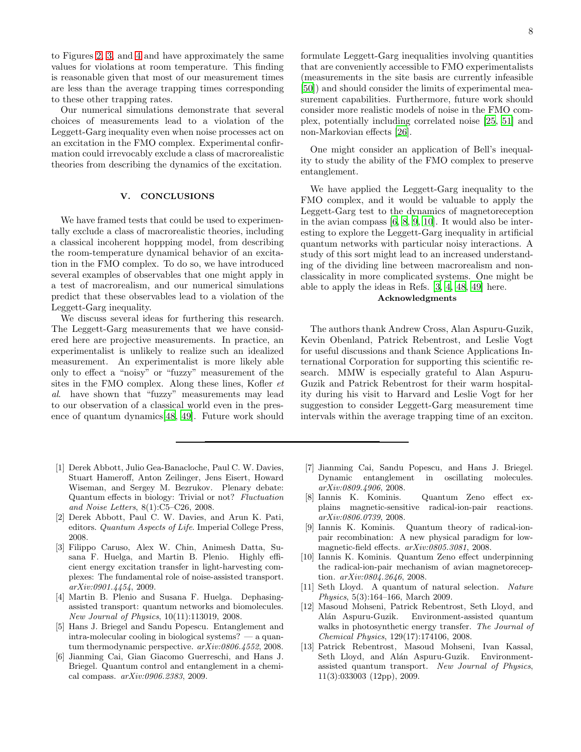to Figures 2, 3, and 4 and have approximately the same values for violations at room temperature. This finding is reasonable given that most of our measurement times are less than the average trapping times corresponding to these other trapping rates.

Our numerical simulations demonstrate that several choices of measurements lead to a violation of the Leggett-Garg inequality even when noise processes act on an excitation in the FMO complex. Experimental confirmation could irrevocably exclude a class of macrorealistic theories from describing the dynamics of the excitation.

## V. CONCLUSIONS

We have framed tests that could be used to experimentally exclude a class of macrorealistic theories, including a classical incoherent hoppping model, from describing the room-temperature dynamical behavior of an excitation in the FMO complex. To do so, we have introduced several examples of observables that one might apply in a test of macrorealism, and our numerical simulations predict that these observables lead to a violation of the Leggett-Garg inequality.

We discuss several ideas for furthering this research. The Leggett-Garg measurements that we have considered here are projective measurements. In practice, an experimentalist is unlikely to realize such an idealized measurement. An experimentalist is more likely able only to effect a "noisy" or "fuzzy" measurement of the sites in the FMO complex. Along these lines, Kofler *et al.* have shown that "fuzzy" measurements may lead to our observation of a classical world even in the presence of quantum dynamics[48, 49]. Future work should formulate Leggett-Garg inequalities involving quantities that are conveniently accessible to FMO experimentalists (measurements in the site basis are currently infeasible [50]) and should consider the limits of experimental measurement capabilities. Furthermore, future work should consider more realistic models of noise in the FMO complex, potentially including correlated noise [25, 51] and non-Markovian effects [26].

One might consider an application of Bell's inequality to study the ability of the FMO complex to preserve entanglement.

We have applied the Leggett-Garg inequality to the FMO complex, and it would be valuable to apply the Leggett-Garg test to the dynamics of magnetoreception in the avian compass [6, 8, 9, 10]. It would also be interesting to explore the Leggett-Garg inequality in artificial quantum networks with particular noisy interactions. A study of this sort might lead to an increased understanding of the dividing line between macrorealism and nonclassicality in more complicated systems. One might be able to apply the ideas in Refs. [3, 4, 48, 49] here.

### Acknowledgments

The authors thank Andrew Cross, Alan Aspuru-Guzik, Kevin Obenland, Patrick Rebentrost, and Leslie Vogt for useful discussions and thank Science Applications International Corporation for supporting this scientific research. MMW is especially grateful to Alan Aspuru-Guzik and Patrick Rebentrost for their warm hospitality during his visit to Harvard and Leslie Vogt for her suggestion to consider Leggett-Garg measurement time intervals within the average trapping time of an exciton.

---

[1] Derek Abbott, Julio Gea-Banacloche, Paul C. W. Davies, Stuart Hameroff, Anton Zeilinger, Jens Eisert, Howard Wiseman, and Sergey M. Bezrukov. Plenary debate: Quantum effects in biology: Trivial or not? *Fluctuation and Noise Letters*, 8(1):C5–C26, 2008.

[2] Derek Abbott, Paul C. W. Davies, and Arun K. Pati, editors. *Quantum Aspects of Life*. Imperial College Press, 2008.

[3] Filippo Caruso, Alex W. Chin, Animesh Datta, Susana F. Huelga, and Martin B. Plenio. Highly efficient energy excitation transfer in light-harvesting complexes: The fundamental role of noise-assisted transport. *arXiv:0901.4454*, 2009.

[4] Martin B. Plenio and Susana F. Huelga. Dephasing-assisted transport: quantum networks and biomolecules. *New Journal of Physics*, 10(11):113019, 2008.

[5] Hans J. Briegel and Sandu Popescu. Entanglement and intra-molecular cooling in biological systems? — a quantum thermodynamic perspective. *arXiv:0806.4552*, 2008.

[6] Jianming Cai, Gian Giacomo Guerreschi, and Hans J. Briegel. Quantum control and entanglement in a chemical compass. *arXiv:0906.2383*, 2009.

[7] Jianming Cai, Sandu Popescu, and Hans J. Briegel. Dynamic entanglement in oscillating molecules. *arXiv:0809.4906*, 2008.

[8] Iannis K. Kominis. Quantum Zeno effect explains magnetic-sensitive radical-ion-pair reactions. *arXiv:0806.0739*, 2008.

[9] Iannis K. Kominis. Quantum theory of radical-ion-pair recombination: A new physical paradigm for low-magnetic-field effects. *arXiv:0805.3081*, 2008.

[10] Iannis K. Kominis. Quantum Zeno effect underpinning the radical-ion-pair mechanism of avian magnetoreception. *arXiv:0804.2646*, 2008.

[11] Seth Lloyd. A quantum of natural selection. *Nature Physics*, 5(3):164–166, March 2009.

[12] Masoud Mohseni, Patrick Rebentrost, Seth Lloyd, and Alán Aspuru-Guzik. Environment-assisted quantum walks in photosynthetic energy transfer. *The Journal of Chemical Physics*, 129(17):174106, 2008.

[13] Patrick Rebentrost, Masoud Mohseni, Ivan Kassal, Seth Lloyd, and Alán Aspuru-Guzik. Environment-assisted quantum transport. *New Journal of Physics*, 11(3):033003 (12pp), 2009.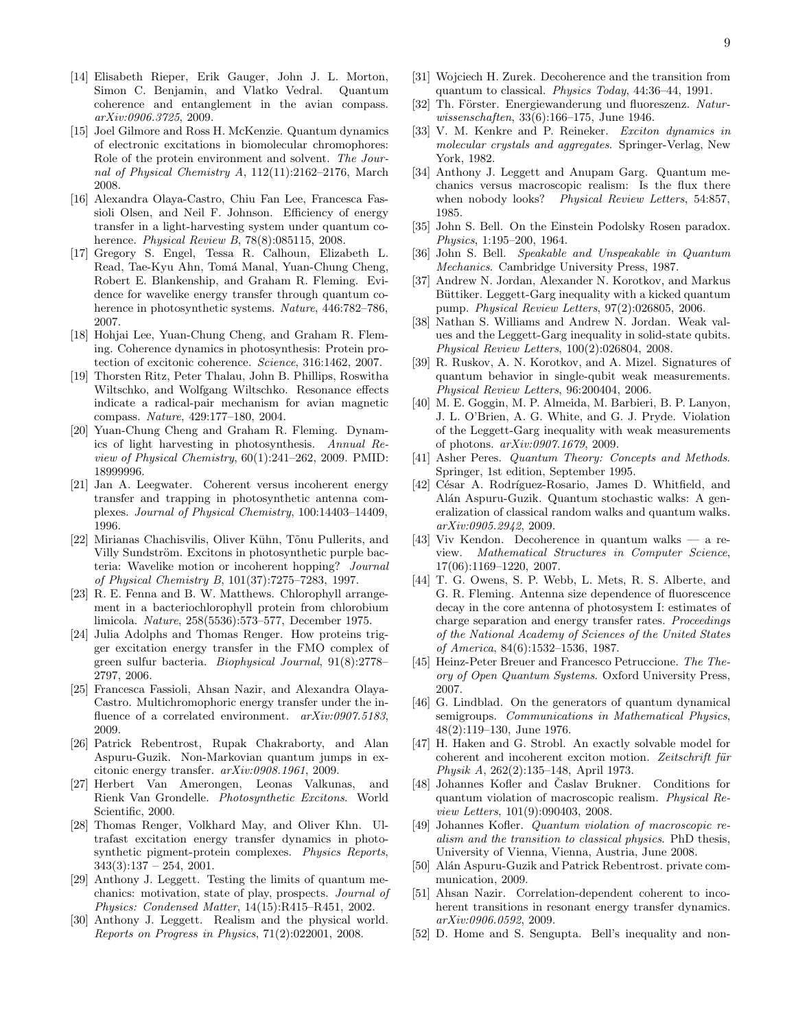[14] Elisabeth Rieper, Erik Gauger, John J. L. Morton, Simon C. Benjamin, and Vlatko Vedral. Quantum coherence and entanglement in the avian compass. *arXiv:0906.3725*, 2009.

[15] Joel Gilmore and Ross H. McKenzie. Quantum dynamics of electronic excitations in biomolecular chromophores: Role of the protein environment and solvent. *The Journal of Physical Chemistry A*, 112(11):2162–2176, March 2008.

[16] Alexandra Olaya-Castro, Chiu Fan Lee, Francesca Fassioli Olsen, and Neil F. Johnson. Efficiency of energy transfer in a light-harvesting system under quantum coherence. *Physical Review B*, 78(8):085115, 2008.

[17] Gregory S. Engel, Tessa R. Calhoun, Elizabeth L. Read, Tae-Kyu Ahn, Tomá Manal, Yuan-Chung Cheng, Robert E. Blankenship, and Graham R. Fleming. Evidence for wavelike energy transfer through quantum coherence in photosynthetic systems. *Nature*, 446:782–786, 2007.

[18] Hohjai Lee, Yuan-Chung Cheng, and Graham R. Fleming. Coherence dynamics in photosynthesis: Protein protection of excitonic coherence. *Science*, 316:1462, 2007.

[19] Thorsten Ritz, Peter Thalau, John B. Phillips, Roswitha Wiltschko, and Wolfgang Wiltschko. Resonance effects indicate a radical-pair mechanism for avian magnetic compass. *Nature*, 429:177–180, 2004.

[20] Yuan-Chung Cheng and Graham R. Fleming. Dynamics of light harvesting in photosynthesis. *Annual Review of Physical Chemistry*, 60(1):241–262, 2009. PMID: 18999996.

[21] Jan A. Leegwater. Coherent versus incoherent energy transfer and trapping in photosynthetic antenna complexes. *Journal of Physical Chemistry*, 100:14403–14409, 1996.

[22] Mirianas Chachisvilis, Oliver Kühn, Tõnu Pullerits, and Villy Sundström. Excitons in photosynthetic purple bacteria: Wavelike motion or incoherent hopping? *Journal of Physical Chemistry B*, 101(37):7275–7283, 1997.

[23] R. E. Fenna and B. W. Matthews. Chlorophyll arrangement in a bacteriochlorophyll protein from chlorobium limicola. *Nature*, 258(5536):573–577, December 1975.

[24] Julia Adolphs and Thomas Renger. How proteins trigger excitation energy transfer in the FMO complex of green sulfur bacteria. *Biophysical Journal*, 91(8):2778–2797, 2006.

[25] Francesca Fassioli, Ahsan Nazir, and Alexandra Olaya-Castro. Multichromophoric energy transfer under the influence of a correlated environment. *arXiv:0907.5183*, 2009.

[26] Patrick Rebentrost, Rupak Chakraborty, and Alan Aspuru-Guzik. Non-Markovian quantum jumps in excitonic energy transfer. *arXiv:0908.1961*, 2009.

[27] Herbert Van Amerongen, Leonas Valkunas, and Rienk Van Grondelle. *Photosynthetic Excitons*. World Scientific, 2000.

[28] Thomas Renger, Volkhard May, and Oliver Khn. Ultrafast excitation energy transfer dynamics in photosynthetic pigment-protein complexes. *Physics Reports*, 343(3):137 – 254, 2001.

[29] Anthony J. Leggett. Testing the limits of quantum mechanics: motivation, state of play, prospects. *Journal of Physics: Condensed Matter*, 14(15):R415–R451, 2002.

[30] Anthony J. Leggett. Realism and the physical world. *Reports on Progress in Physics*, 71(2):022001, 2008.

[31] Wojciech H. Zurek. Decoherence and the transition from quantum to classical. *Physics Today*, 44:36–44, 1991.

[32] Th. Förster. Energiewanderung und fluoreszenz. *Naturwissenschaften*, 33(6):166–175, June 1946.

[33] V. M. Kenkre and P. Reineker. *Exciton dynamics in molecular crystals and aggregates*. Springer-Verlag, New York, 1982.

[34] Anthony J. Leggett and Anupam Garg. Quantum mechanics versus macroscopic realism: Is the flux there when nobody looks? *Physical Review Letters*, 54:857, 1985.

[35] John S. Bell. On the Einstein Podolsky Rosen paradox. *Physics*, 1:195–200, 1964.

[36] John S. Bell. *Speakable and Unspeakable in Quantum Mechanics*. Cambridge University Press, 1987.

[37] Andrew N. Jordan, Alexander N. Korotkov, and Markus Büttiker. Leggett-Garg inequality with a kicked quantum pump. *Physical Review Letters*, 97(2):026805, 2006.

[38] Nathan S. Williams and Andrew N. Jordan. Weak values and the Leggett-Garg inequality in solid-state qubits. *Physical Review Letters*, 100(2):026804, 2008.

[39] R. Ruskov, A. N. Korotkov, and A. Mizel. Signatures of quantum behavior in single-qubit weak measurements. *Physical Review Letters*, 96:200404, 2006.

[40] M. E. Goggin, M. P. Almeida, M. Barbieri, B. P. Lanyon, J. L. O'Brien, A. G. White, and G. J. Pryde. Violation of the Leggett-Garg inequality with weak measurements of photons. *arXiv:0907.1679*, 2009.

[41] Asher Peres. *Quantum Theory: Concepts and Methods*. Springer, 1st edition, September 1995.

[42] César A. Rodríguez-Rosario, James D. Whitfield, and Alán Aspuru-Guzik. Quantum stochastic walks: A generalization of classical random walks and quantum walks. *arXiv:0905.2942*, 2009.

[43] Viv Kendon. Decoherence in quantum walks — a review. *Mathematical Structures in Computer Science*, 17(06):1169–1220, 2007.

[44] T. G. Owens, S. P. Webb, L. Mets, R. S. Alberte, and G. R. Fleming. Antenna size dependence of fluorescence decay in the core antenna of photosystem I: estimates of charge separation and energy transfer rates. *Proceedings of the National Academy of Sciences of the United States of America*, 84(6):1532–1536, 1987.

[45] Heinz-Peter Breuer and Francesco Petruccione. *The Theory of Open Quantum Systems*. Oxford University Press, 2007.

[46] G. Lindblad. On the generators of quantum dynamical semigroups. *Communications in Mathematical Physics*, 48(2):119–130, June 1976.

[47] H. Haken and G. Strobl. An exactly solvable model for coherent and incoherent exciton motion. *Zeitschrift für Physik A*, 262(2):135–148, April 1973.

[48] Johannes Kofler and Časlav Brukner. Conditions for quantum violation of macroscopic realism. *Physical Review Letters*, 101(9):090403, 2008.

[49] Johannes Kofler. *Quantum violation of macroscopic realism and the transition to classical physics*. PhD thesis, University of Vienna, Vienna, Austria, June 2008.

[50] Alán Aspuru-Guzik and Patrick Rebentrost. private communication, 2009.

[51] Ahsan Nazir. Correlation-dependent coherent to incoherent transitions in resonant energy transfer dynamics. *arXiv:0906.0592*, 2009.

[52] D. Home and S. Sengupta. Bell's inequality and non-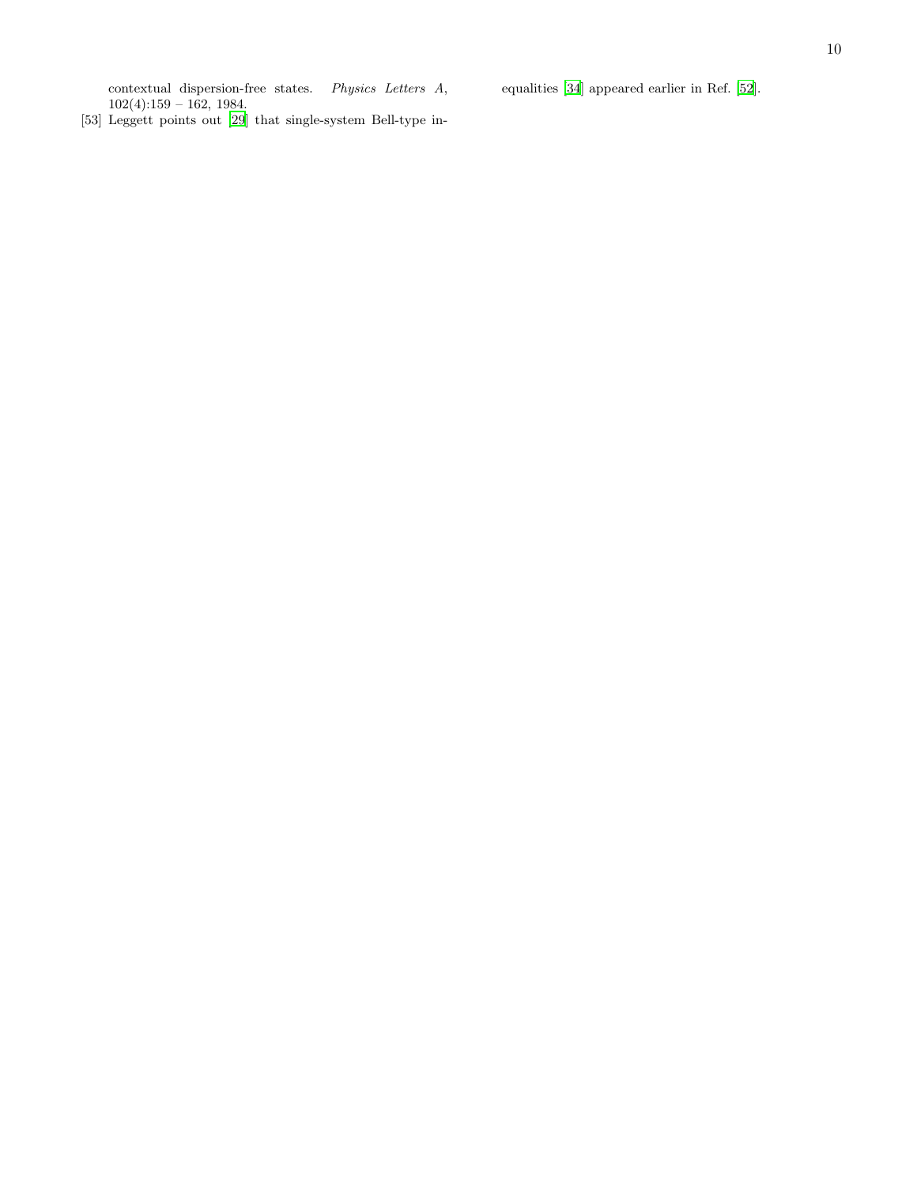contextual dispersion-free states. *Physics Letters A*, 102(4):159 – 162, 1984.

[53] Leggett points out [29] that single-system Bell-type inequalities [34] appeared earlier in Ref. [52].